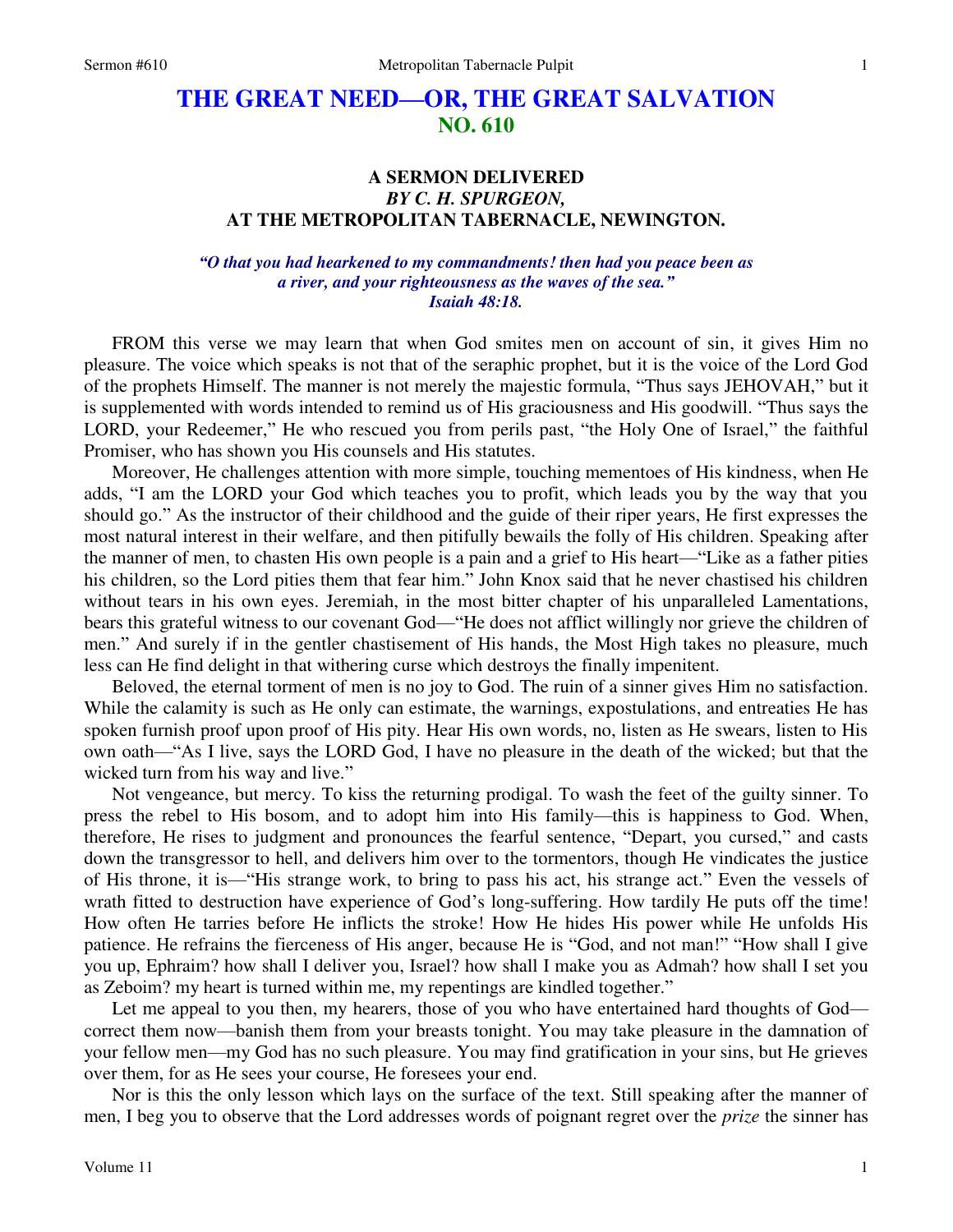# THE GREAT NEED—OR, THE GREAT SALVATION
## NO. 610

### A SERMON DELIVERED
### *BY C. H. SPURGEON,*
### AT THE METROPOLITAN TABERNACLE, NEWINGTON.

***"O that you had hearkened to my commandments! then had you peace been as a river, and your righteousness as the waves of the sea." Isaiah 48:18.***

FROM this verse we may learn that when God smites men on account of sin, it gives Him no pleasure. The voice which speaks is not that of the seraphic prophet, but it is the voice of the Lord God of the prophets Himself. The manner is not merely the majestic formula, "Thus says JEHOVAH," but it is supplemented with words intended to remind us of His graciousness and His goodwill. "Thus says the LORD, your Redeemer," He who rescued you from perils past, "the Holy One of Israel," the faithful Promiser, who has shown you His counsels and His statutes.

Moreover, He challenges attention with more simple, touching mementoes of His kindness, when He adds, "I am the LORD your God which teaches you to profit, which leads you by the way that you should go." As the instructor of their childhood and the guide of their riper years, He first expresses the most natural interest in their welfare, and then pitifully bewails the folly of His children. Speaking after the manner of men, to chasten His own people is a pain and a grief to His heart—"Like as a father pities his children, so the Lord pities them that fear him." John Knox said that he never chastised his children without tears in his own eyes. Jeremiah, in the most bitter chapter of his unparalleled Lamentations, bears this grateful witness to our covenant God—"He does not afflict willingly nor grieve the children of men." And surely if in the gentler chastisement of His hands, the Most High takes no pleasure, much less can He find delight in that withering curse which destroys the finally impenitent.

Beloved, the eternal torment of men is no joy to God. The ruin of a sinner gives Him no satisfaction. While the calamity is such as He only can estimate, the warnings, expostulations, and entreaties He has spoken furnish proof upon proof of His pity. Hear His own words, no, listen as He swears, listen to His own oath—"As I live, says the LORD God, I have no pleasure in the death of the wicked; but that the wicked turn from his way and live."

Not vengeance, but mercy. To kiss the returning prodigal. To wash the feet of the guilty sinner. To press the rebel to His bosom, and to adopt him into His family—this is happiness to God. When, therefore, He rises to judgment and pronounces the fearful sentence, "Depart, you cursed," and casts down the transgressor to hell, and delivers him over to the tormentors, though He vindicates the justice of His throne, it is—"His strange work, to bring to pass his act, his strange act." Even the vessels of wrath fitted to destruction have experience of God's long-suffering. How tardily He puts off the time! How often He tarries before He inflicts the stroke! How He hides His power while He unfolds His patience. He refrains the fierceness of His anger, because He is "God, and not man!" "How shall I give you up, Ephraim? how shall I deliver you, Israel? how shall I make you as Admah? how shall I set you as Zeboim? my heart is turned within me, my repentings are kindled together."

Let me appeal to you then, my hearers, those of you who have entertained hard thoughts of God—correct them now—banish them from your breasts tonight. You may take pleasure in the damnation of your fellow men—my God has no such pleasure. You may find gratification in your sins, but He grieves over them, for as He sees your course, He foresees your end.

Nor is this the only lesson which lays on the surface of the text. Still speaking after the manner of men, I beg you to observe that the Lord addresses words of poignant regret over the *prize* the sinner has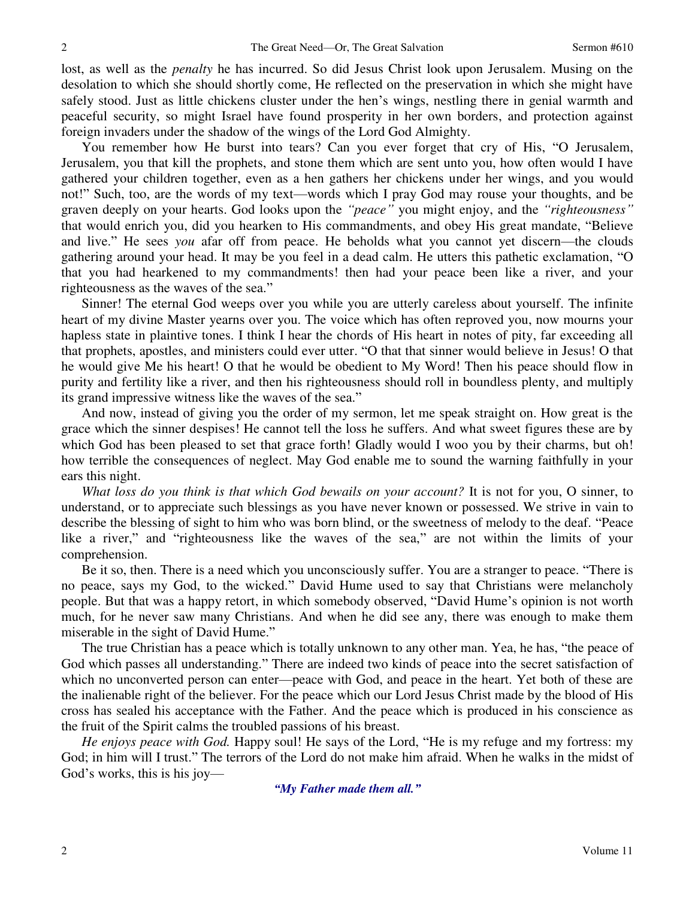lost, as well as the *penalty* he has incurred. So did Jesus Christ look upon Jerusalem. Musing on the desolation to which she should shortly come, He reflected on the preservation in which she might have safely stood. Just as little chickens cluster under the hen's wings, nestling there in genial warmth and peaceful security, so might Israel have found prosperity in her own borders, and protection against foreign invaders under the shadow of the wings of the Lord God Almighty.

You remember how He burst into tears? Can you ever forget that cry of His, "O Jerusalem, Jerusalem, you that kill the prophets, and stone them which are sent unto you, how often would I have gathered your children together, even as a hen gathers her chickens under her wings, and you would not!" Such, too, are the words of my text—words which I pray God may rouse your thoughts, and be graven deeply on your hearts. God looks upon the *"peace"* you might enjoy, and the *"righteousness"* that would enrich you, did you hearken to His commandments, and obey His great mandate, "Believe and live." He sees *you* afar off from peace. He beholds what you cannot yet discern—the clouds gathering around your head. It may be you feel in a dead calm. He utters this pathetic exclamation, "O that you had hearkened to my commandments! then had your peace been like a river, and your righteousness as the waves of the sea."

Sinner! The eternal God weeps over you while you are utterly careless about yourself. The infinite heart of my divine Master yearns over you. The voice which has often reproved you, now mourns your hapless state in plaintive tones. I think I hear the chords of His heart in notes of pity, far exceeding all that prophets, apostles, and ministers could ever utter. "O that that sinner would believe in Jesus! O that he would give Me his heart! O that he would be obedient to My Word! Then his peace should flow in purity and fertility like a river, and then his righteousness should roll in boundless plenty, and multiply its grand impressive witness like the waves of the sea."

And now, instead of giving you the order of my sermon, let me speak straight on. How great is the grace which the sinner despises! He cannot tell the loss he suffers. And what sweet figures these are by which God has been pleased to set that grace forth! Gladly would I woo you by their charms, but oh! how terrible the consequences of neglect. May God enable me to sound the warning faithfully in your ears this night.

*What loss do you think is that which God bewails on your account?* It is not for you, O sinner, to understand, or to appreciate such blessings as you have never known or possessed. We strive in vain to describe the blessing of sight to him who was born blind, or the sweetness of melody to the deaf. "Peace like a river," and "righteousness like the waves of the sea," are not within the limits of your comprehension.

Be it so, then. There is a need which you unconsciously suffer. You are a stranger to peace. "There is no peace, says my God, to the wicked." David Hume used to say that Christians were melancholy people. But that was a happy retort, in which somebody observed, "David Hume's opinion is not worth much, for he never saw many Christians. And when he did see any, there was enough to make them miserable in the sight of David Hume."

The true Christian has a peace which is totally unknown to any other man. Yea, he has, "the peace of God which passes all understanding." There are indeed two kinds of peace into the secret satisfaction of which no unconverted person can enter—peace with God, and peace in the heart. Yet both of these are the inalienable right of the believer. For the peace which our Lord Jesus Christ made by the blood of His cross has sealed his acceptance with the Father. And the peace which is produced in his conscience as the fruit of the Spirit calms the troubled passions of his breast.

*He enjoys peace with God.* Happy soul! He says of the Lord, "He is my refuge and my fortress: my God; in him will I trust." The terrors of the Lord do not make him afraid. When he walks in the midst of God's works, this is his joy—

***"My Father made them all."***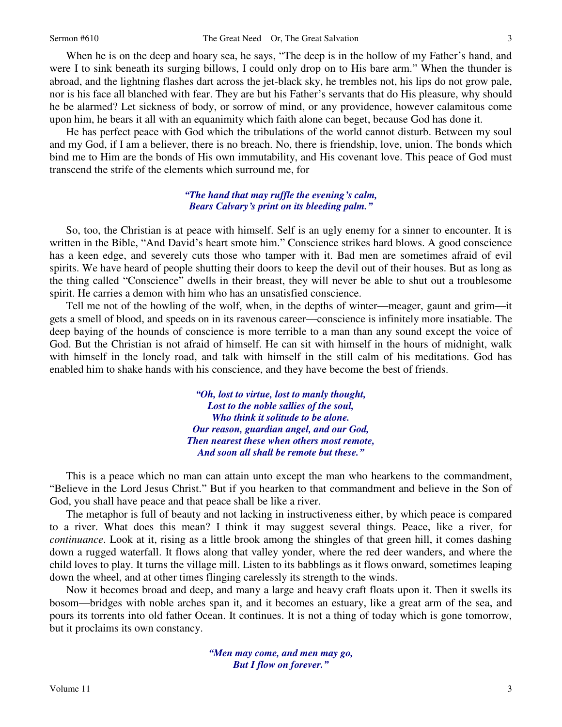When he is on the deep and hoary sea, he says, "The deep is in the hollow of my Father's hand, and were I to sink beneath its surging billows, I could only drop on to His bare arm." When the thunder is abroad, and the lightning flashes dart across the jet-black sky, he trembles not, his lips do not grow pale, nor is his face all blanched with fear. They are but his Father's servants that do His pleasure, why should he be alarmed? Let sickness of body, or sorrow of mind, or any providence, however calamitous come upon him, he bears it all with an equanimity which faith alone can beget, because God has done it.

He has perfect peace with God which the tribulations of the world cannot disturb. Between my soul and my God, if I am a believer, there is no breach. No, there is friendship, love, union. The bonds which bind me to Him are the bonds of His own immutability, and His covenant love. This peace of God must transcend the strife of the elements which surround me, for

*"The hand that may ruffle the evening's calm,*
*Bears Calvary's print on its bleeding palm."*

So, too, the Christian is at peace with himself. Self is an ugly enemy for a sinner to encounter. It is written in the Bible, "And David's heart smote him." Conscience strikes hard blows. A good conscience has a keen edge, and severely cuts those who tamper with it. Bad men are sometimes afraid of evil spirits. We have heard of people shutting their doors to keep the devil out of their houses. But as long as the thing called "Conscience" dwells in their breast, they will never be able to shut out a troublesome spirit. He carries a demon with him who has an unsatisfied conscience.

Tell me not of the howling of the wolf, when, in the depths of winter—meager, gaunt and grim—it gets a smell of blood, and speeds on in its ravenous career—conscience is infinitely more insatiable. The deep baying of the hounds of conscience is more terrible to a man than any sound except the voice of God. But the Christian is not afraid of himself. He can sit with himself in the hours of midnight, walk with himself in the lonely road, and talk with himself in the still calm of his meditations. God has enabled him to shake hands with his conscience, and they have become the best of friends.

*"Oh, lost to virtue, lost to manly thought,*
*Lost to the noble sallies of the soul,*
*Who think it solitude to be alone.*
*Our reason, guardian angel, and our God,*
*Then nearest these when others most remote,*
*And soon all shall be remote but these."*

This is a peace which no man can attain unto except the man who hearkens to the commandment, "Believe in the Lord Jesus Christ." But if you hearken to that commandment and believe in the Son of God, you shall have peace and that peace shall be like a river.

The metaphor is full of beauty and not lacking in instructiveness either, by which peace is compared to a river. What does this mean? I think it may suggest several things. Peace, like a river, for *continuance*. Look at it, rising as a little brook among the shingles of that green hill, it comes dashing down a rugged waterfall. It flows along that valley yonder, where the red deer wanders, and where the child loves to play. It turns the village mill. Listen to its babblings as it flows onward, sometimes leaping down the wheel, and at other times flinging carelessly its strength to the winds.

Now it becomes broad and deep, and many a large and heavy craft floats upon it. Then it swells its bosom—bridges with noble arches span it, and it becomes an estuary, like a great arm of the sea, and pours its torrents into old father Ocean. It continues. It is not a thing of today which is gone tomorrow, but it proclaims its own constancy.

*"Men may come, and men may go,*
*But I flow on forever."*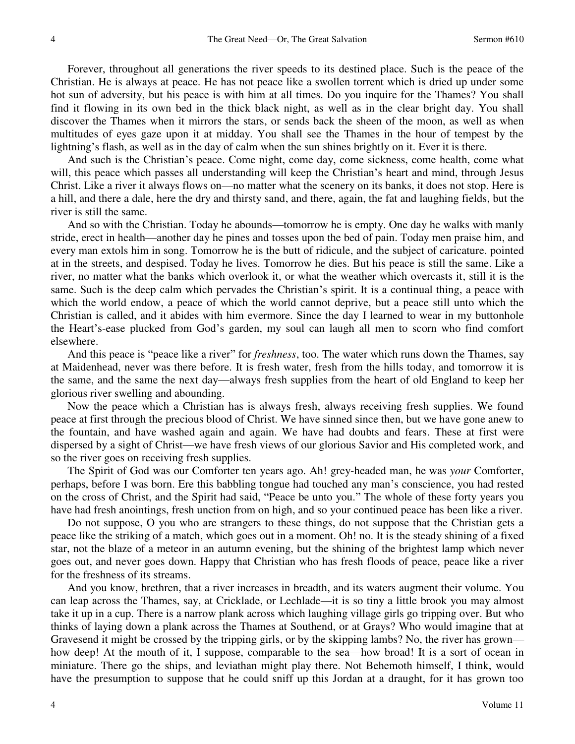Forever, throughout all generations the river speeds to its destined place. Such is the peace of the Christian. He is always at peace. He has not peace like a swollen torrent which is dried up under some hot sun of adversity, but his peace is with him at all times. Do you inquire for the Thames? You shall find it flowing in its own bed in the thick black night, as well as in the clear bright day. You shall discover the Thames when it mirrors the stars, or sends back the sheen of the moon, as well as when multitudes of eyes gaze upon it at midday. You shall see the Thames in the hour of tempest by the lightning's flash, as well as in the day of calm when the sun shines brightly on it. Ever it is there.

And such is the Christian's peace. Come night, come day, come sickness, come health, come what will, this peace which passes all understanding will keep the Christian's heart and mind, through Jesus Christ. Like a river it always flows on—no matter what the scenery on its banks, it does not stop. Here is a hill, and there a dale, here the dry and thirsty sand, and there, again, the fat and laughing fields, but the river is still the same.

And so with the Christian. Today he abounds—tomorrow he is empty. One day he walks with manly stride, erect in health—another day he pines and tosses upon the bed of pain. Today men praise him, and every man extols him in song. Tomorrow he is the butt of ridicule, and the subject of caricature. pointed at in the streets, and despised. Today he lives. Tomorrow he dies. But his peace is still the same. Like a river, no matter what the banks which overlook it, or what the weather which overcasts it, still it is the same. Such is the deep calm which pervades the Christian's spirit. It is a continual thing, a peace with which the world endow, a peace of which the world cannot deprive, but a peace still unto which the Christian is called, and it abides with him evermore. Since the day I learned to wear in my buttonhole the Heart's-ease plucked from God's garden, my soul can laugh all men to scorn who find comfort elsewhere.

And this peace is "peace like a river" for *freshness*, too. The water which runs down the Thames, say at Maidenhead, never was there before. It is fresh water, fresh from the hills today, and tomorrow it is the same, and the same the next day—always fresh supplies from the heart of old England to keep her glorious river swelling and abounding.

Now the peace which a Christian has is always fresh, always receiving fresh supplies. We found peace at first through the precious blood of Christ. We have sinned since then, but we have gone anew to the fountain, and have washed again and again. We have had doubts and fears. These at first were dispersed by a sight of Christ—we have fresh views of our glorious Savior and His completed work, and so the river goes on receiving fresh supplies.

The Spirit of God was our Comforter ten years ago. Ah! grey-headed man, he was *your* Comforter, perhaps, before I was born. Ere this babbling tongue had touched any man's conscience, you had rested on the cross of Christ, and the Spirit had said, "Peace be unto you." The whole of these forty years you have had fresh anointings, fresh unction from on high, and so your continued peace has been like a river.

Do not suppose, O you who are strangers to these things, do not suppose that the Christian gets a peace like the striking of a match, which goes out in a moment. Oh! no. It is the steady shining of a fixed star, not the blaze of a meteor in an autumn evening, but the shining of the brightest lamp which never goes out, and never goes down. Happy that Christian who has fresh floods of peace, peace like a river for the freshness of its streams.

And you know, brethren, that a river increases in breadth, and its waters augment their volume. You can leap across the Thames, say, at Cricklade, or Lechlade—it is so tiny a little brook you may almost take it up in a cup. There is a narrow plank across which laughing village girls go tripping over. But who thinks of laying down a plank across the Thames at Southend, or at Grays? Who would imagine that at Gravesend it might be crossed by the tripping girls, or by the skipping lambs? No, the river has grown—how deep! At the mouth of it, I suppose, comparable to the sea—how broad! It is a sort of ocean in miniature. There go the ships, and leviathan might play there. Not Behemoth himself, I think, would have the presumption to suppose that he could sniff up this Jordan at a draught, for it has grown too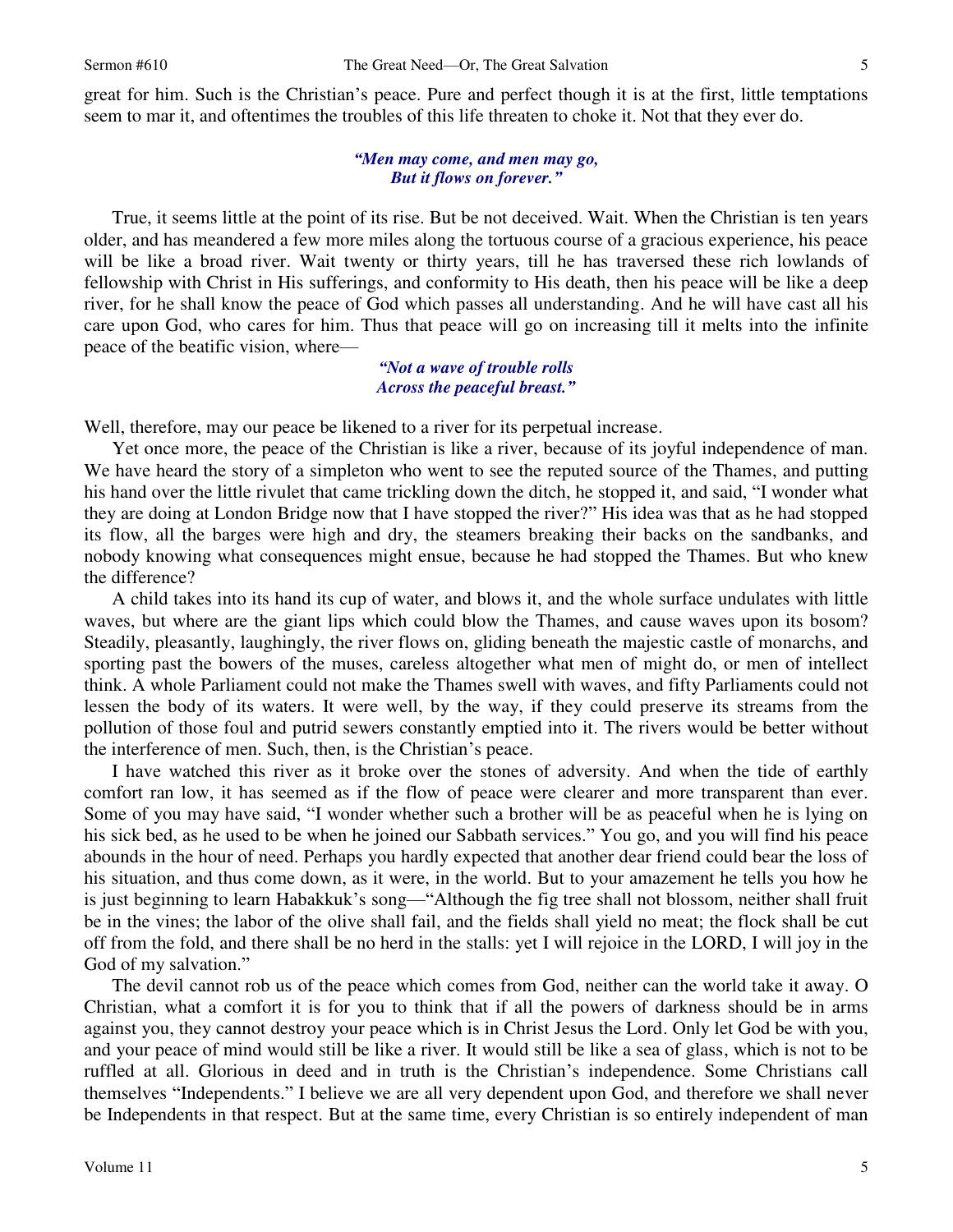great for him. Such is the Christian's peace. Pure and perfect though it is at the first, little temptations seem to mar it, and oftentimes the troubles of this life threaten to choke it. Not that they ever do.

> ***"Men may come, and men may go,***
> ***But it flows on forever."***

True, it seems little at the point of its rise. But be not deceived. Wait. When the Christian is ten years older, and has meandered a few more miles along the tortuous course of a gracious experience, his peace will be like a broad river. Wait twenty or thirty years, till he has traversed these rich lowlands of fellowship with Christ in His sufferings, and conformity to His death, then his peace will be like a deep river, for he shall know the peace of God which passes all understanding. And he will have cast all his care upon God, who cares for him. Thus that peace will go on increasing till it melts into the infinite peace of the beatific vision, where—

> ***"Not a wave of trouble rolls***
> ***Across the peaceful breast."***

Well, therefore, may our peace be likened to a river for its perpetual increase.

Yet once more, the peace of the Christian is like a river, because of its joyful independence of man. We have heard the story of a simpleton who went to see the reputed source of the Thames, and putting his hand over the little rivulet that came trickling down the ditch, he stopped it, and said, "I wonder what they are doing at London Bridge now that I have stopped the river?" His idea was that as he had stopped its flow, all the barges were high and dry, the steamers breaking their backs on the sandbanks, and nobody knowing what consequences might ensue, because he had stopped the Thames. But who knew the difference?

A child takes into its hand its cup of water, and blows it, and the whole surface undulates with little waves, but where are the giant lips which could blow the Thames, and cause waves upon its bosom? Steadily, pleasantly, laughingly, the river flows on, gliding beneath the majestic castle of monarchs, and sporting past the bowers of the muses, careless altogether what men of might do, or men of intellect think. A whole Parliament could not make the Thames swell with waves, and fifty Parliaments could not lessen the body of its waters. It were well, by the way, if they could preserve its streams from the pollution of those foul and putrid sewers constantly emptied into it. The rivers would be better without the interference of men. Such, then, is the Christian's peace.

I have watched this river as it broke over the stones of adversity. And when the tide of earthly comfort ran low, it has seemed as if the flow of peace were clearer and more transparent than ever. Some of you may have said, "I wonder whether such a brother will be as peaceful when he is lying on his sick bed, as he used to be when he joined our Sabbath services." You go, and you will find his peace abounds in the hour of need. Perhaps you hardly expected that another dear friend could bear the loss of his situation, and thus come down, as it were, in the world. But to your amazement he tells you how he is just beginning to learn Habakkuk's song—"Although the fig tree shall not blossom, neither shall fruit be in the vines; the labor of the olive shall fail, and the fields shall yield no meat; the flock shall be cut off from the fold, and there shall be no herd in the stalls: yet I will rejoice in the LORD, I will joy in the God of my salvation."

The devil cannot rob us of the peace which comes from God, neither can the world take it away. O Christian, what a comfort it is for you to think that if all the powers of darkness should be in arms against you, they cannot destroy your peace which is in Christ Jesus the Lord. Only let God be with you, and your peace of mind would still be like a river. It would still be like a sea of glass, which is not to be ruffled at all. Glorious in deed and in truth is the Christian's independence. Some Christians call themselves "Independents." I believe we are all very dependent upon God, and therefore we shall never be Independents in that respect. But at the same time, every Christian is so entirely independent of man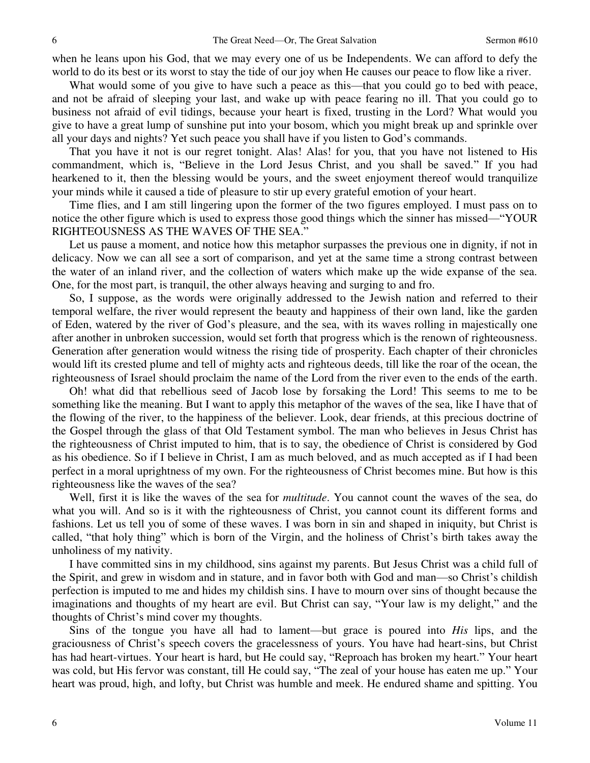when he leans upon his God, that we may every one of us be Independents. We can afford to defy the world to do its best or its worst to stay the tide of our joy when He causes our peace to flow like a river.

What would some of you give to have such a peace as this—that you could go to bed with peace, and not be afraid of sleeping your last, and wake up with peace fearing no ill. That you could go to business not afraid of evil tidings, because your heart is fixed, trusting in the Lord? What would you give to have a great lump of sunshine put into your bosom, which you might break up and sprinkle over all your days and nights? Yet such peace you shall have if you listen to God's commands.

That you have it not is our regret tonight. Alas! Alas! for you, that you have not listened to His commandment, which is, "Believe in the Lord Jesus Christ, and you shall be saved." If you had hearkened to it, then the blessing would be yours, and the sweet enjoyment thereof would tranquilize your minds while it caused a tide of pleasure to stir up every grateful emotion of your heart.

Time flies, and I am still lingering upon the former of the two figures employed. I must pass on to notice the other figure which is used to express those good things which the sinner has missed—"YOUR RIGHTEOUSNESS AS THE WAVES OF THE SEA."

Let us pause a moment, and notice how this metaphor surpasses the previous one in dignity, if not in delicacy. Now we can all see a sort of comparison, and yet at the same time a strong contrast between the water of an inland river, and the collection of waters which make up the wide expanse of the sea. One, for the most part, is tranquil, the other always heaving and surging to and fro.

So, I suppose, as the words were originally addressed to the Jewish nation and referred to their temporal welfare, the river would represent the beauty and happiness of their own land, like the garden of Eden, watered by the river of God's pleasure, and the sea, with its waves rolling in majestically one after another in unbroken succession, would set forth that progress which is the renown of righteousness. Generation after generation would witness the rising tide of prosperity. Each chapter of their chronicles would lift its crested plume and tell of mighty acts and righteous deeds, till like the roar of the ocean, the righteousness of Israel should proclaim the name of the Lord from the river even to the ends of the earth.

Oh! what did that rebellious seed of Jacob lose by forsaking the Lord! This seems to me to be something like the meaning. But I want to apply this metaphor of the waves of the sea, like I have that of the flowing of the river, to the happiness of the believer. Look, dear friends, at this precious doctrine of the Gospel through the glass of that Old Testament symbol. The man who believes in Jesus Christ has the righteousness of Christ imputed to him, that is to say, the obedience of Christ is considered by God as his obedience. So if I believe in Christ, I am as much beloved, and as much accepted as if I had been perfect in a moral uprightness of my own. For the righteousness of Christ becomes mine. But how is this righteousness like the waves of the sea?

Well, first it is like the waves of the sea for *multitude*. You cannot count the waves of the sea, do what you will. And so is it with the righteousness of Christ, you cannot count its different forms and fashions. Let us tell you of some of these waves. I was born in sin and shaped in iniquity, but Christ is called, "that holy thing" which is born of the Virgin, and the holiness of Christ's birth takes away the unholiness of my nativity.

I have committed sins in my childhood, sins against my parents. But Jesus Christ was a child full of the Spirit, and grew in wisdom and in stature, and in favor both with God and man—so Christ's childish perfection is imputed to me and hides my childish sins. I have to mourn over sins of thought because the imaginations and thoughts of my heart are evil. But Christ can say, "Your law is my delight," and the thoughts of Christ's mind cover my thoughts.

Sins of the tongue you have all had to lament—but grace is poured into *His* lips, and the graciousness of Christ's speech covers the gracelessness of yours. You have had heart-sins, but Christ has had heart-virtues. Your heart is hard, but He could say, "Reproach has broken my heart." Your heart was cold, but His fervor was constant, till He could say, "The zeal of your house has eaten me up." Your heart was proud, high, and lofty, but Christ was humble and meek. He endured shame and spitting. You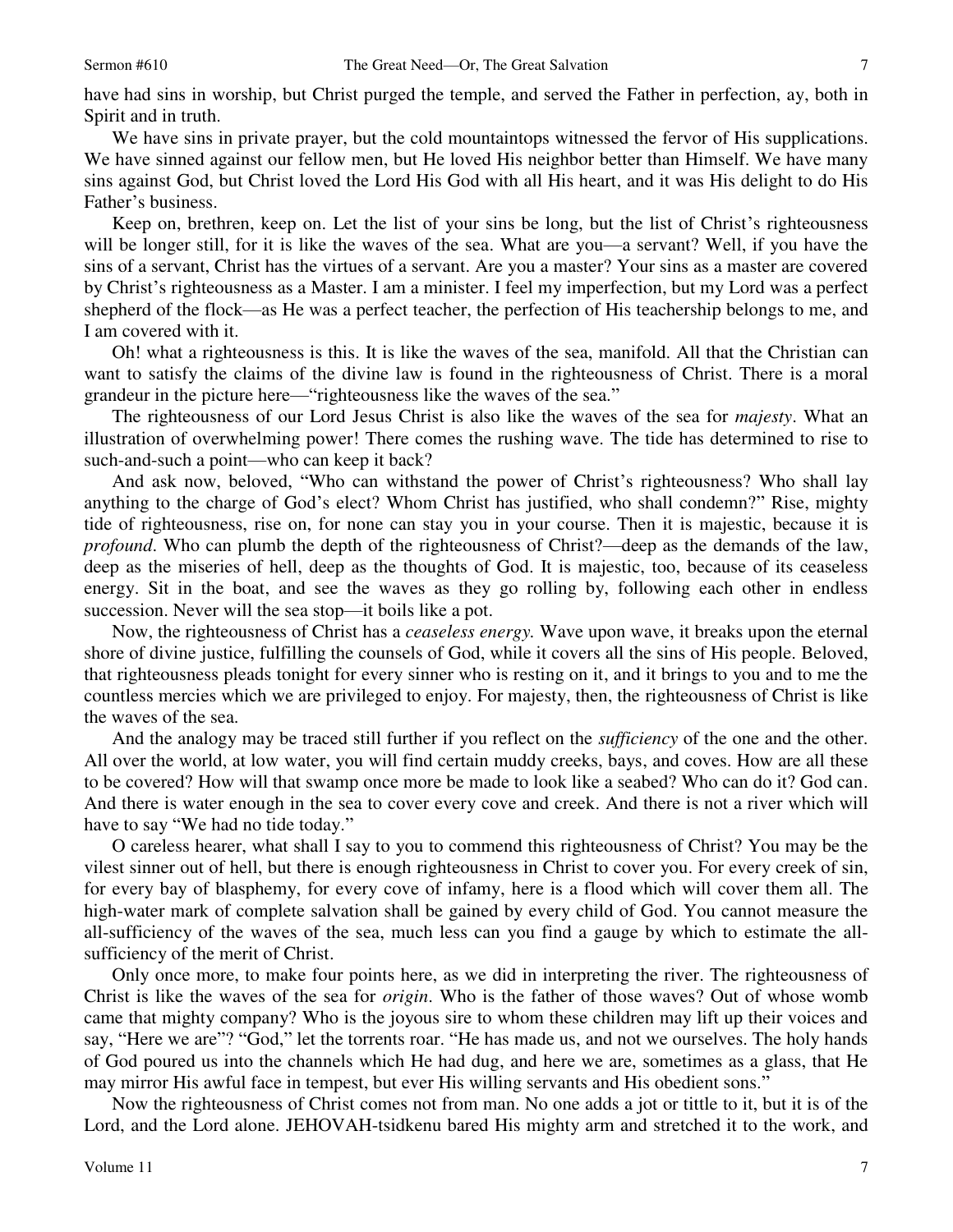have had sins in worship, but Christ purged the temple, and served the Father in perfection, ay, both in Spirit and in truth.

We have sins in private prayer, but the cold mountaintops witnessed the fervor of His supplications. We have sinned against our fellow men, but He loved His neighbor better than Himself. We have many sins against God, but Christ loved the Lord His God with all His heart, and it was His delight to do His Father's business.

Keep on, brethren, keep on. Let the list of your sins be long, but the list of Christ's righteousness will be longer still, for it is like the waves of the sea. What are you—a servant? Well, if you have the sins of a servant, Christ has the virtues of a servant. Are you a master? Your sins as a master are covered by Christ's righteousness as a Master. I am a minister. I feel my imperfection, but my Lord was a perfect shepherd of the flock—as He was a perfect teacher, the perfection of His teachership belongs to me, and I am covered with it.

Oh! what a righteousness is this. It is like the waves of the sea, manifold. All that the Christian can want to satisfy the claims of the divine law is found in the righteousness of Christ. There is a moral grandeur in the picture here—"righteousness like the waves of the sea."

The righteousness of our Lord Jesus Christ is also like the waves of the sea for *majesty*. What an illustration of overwhelming power! There comes the rushing wave. The tide has determined to rise to such-and-such a point—who can keep it back?

And ask now, beloved, "Who can withstand the power of Christ's righteousness? Who shall lay anything to the charge of God's elect? Whom Christ has justified, who shall condemn?" Rise, mighty tide of righteousness, rise on, for none can stay you in your course. Then it is majestic, because it is *profound*. Who can plumb the depth of the righteousness of Christ?—deep as the demands of the law, deep as the miseries of hell, deep as the thoughts of God. It is majestic, too, because of its ceaseless energy. Sit in the boat, and see the waves as they go rolling by, following each other in endless succession. Never will the sea stop—it boils like a pot.

Now, the righteousness of Christ has a *ceaseless energy.* Wave upon wave, it breaks upon the eternal shore of divine justice, fulfilling the counsels of God, while it covers all the sins of His people. Beloved, that righteousness pleads tonight for every sinner who is resting on it, and it brings to you and to me the countless mercies which we are privileged to enjoy. For majesty, then, the righteousness of Christ is like the waves of the sea.

And the analogy may be traced still further if you reflect on the *sufficiency* of the one and the other. All over the world, at low water, you will find certain muddy creeks, bays, and coves. How are all these to be covered? How will that swamp once more be made to look like a seabed? Who can do it? God can. And there is water enough in the sea to cover every cove and creek. And there is not a river which will have to say "We had no tide today."

O careless hearer, what shall I say to you to commend this righteousness of Christ? You may be the vilest sinner out of hell, but there is enough righteousness in Christ to cover you. For every creek of sin, for every bay of blasphemy, for every cove of infamy, here is a flood which will cover them all. The high-water mark of complete salvation shall be gained by every child of God. You cannot measure the all-sufficiency of the waves of the sea, much less can you find a gauge by which to estimate the all-sufficiency of the merit of Christ.

Only once more, to make four points here, as we did in interpreting the river. The righteousness of Christ is like the waves of the sea for *origin*. Who is the father of those waves? Out of whose womb came that mighty company? Who is the joyous sire to whom these children may lift up their voices and say, "Here we are"? "God," let the torrents roar. "He has made us, and not we ourselves. The holy hands of God poured us into the channels which He had dug, and here we are, sometimes as a glass, that He may mirror His awful face in tempest, but ever His willing servants and His obedient sons."

Now the righteousness of Christ comes not from man. No one adds a jot or tittle to it, but it is of the Lord, and the Lord alone. JEHOVAH-tsidkenu bared His mighty arm and stretched it to the work, and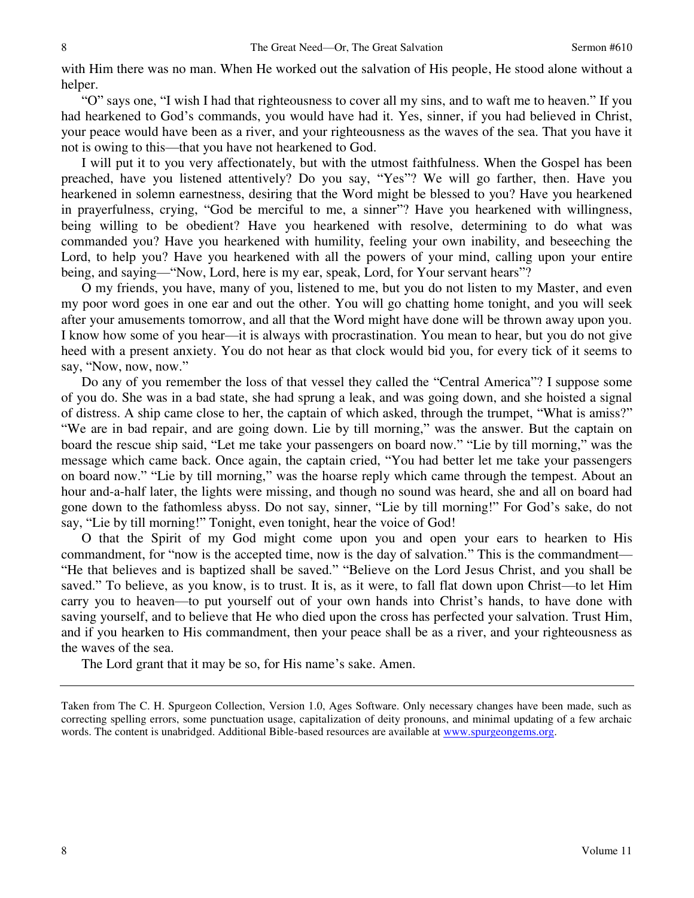with Him there was no man. When He worked out the salvation of His people, He stood alone without a helper.

"O" says one, "I wish I had that righteousness to cover all my sins, and to waft me to heaven." If you had hearkened to God's commands, you would have had it. Yes, sinner, if you had believed in Christ, your peace would have been as a river, and your righteousness as the waves of the sea. That you have it not is owing to this—that you have not hearkened to God.

I will put it to you very affectionately, but with the utmost faithfulness. When the Gospel has been preached, have you listened attentively? Do you say, "Yes"? We will go farther, then. Have you hearkened in solemn earnestness, desiring that the Word might be blessed to you? Have you hearkened in prayerfulness, crying, "God be merciful to me, a sinner"? Have you hearkened with willingness, being willing to be obedient? Have you hearkened with resolve, determining to do what was commanded you? Have you hearkened with humility, feeling your own inability, and beseeching the Lord, to help you? Have you hearkened with all the powers of your mind, calling upon your entire being, and saying—"Now, Lord, here is my ear, speak, Lord, for Your servant hears"?

O my friends, you have, many of you, listened to me, but you do not listen to my Master, and even my poor word goes in one ear and out the other. You will go chatting home tonight, and you will seek after your amusements tomorrow, and all that the Word might have done will be thrown away upon you. I know how some of you hear—it is always with procrastination. You mean to hear, but you do not give heed with a present anxiety. You do not hear as that clock would bid you, for every tick of it seems to say, "Now, now, now."

Do any of you remember the loss of that vessel they called the "Central America"? I suppose some of you do. She was in a bad state, she had sprung a leak, and was going down, and she hoisted a signal of distress. A ship came close to her, the captain of which asked, through the trumpet, "What is amiss?" "We are in bad repair, and are going down. Lie by till morning," was the answer. But the captain on board the rescue ship said, "Let me take your passengers on board now." "Lie by till morning," was the message which came back. Once again, the captain cried, "You had better let me take your passengers on board now." "Lie by till morning," was the hoarse reply which came through the tempest. About an hour and-a-half later, the lights were missing, and though no sound was heard, she and all on board had gone down to the fathomless abyss. Do not say, sinner, "Lie by till morning!" For God's sake, do not say, "Lie by till morning!" Tonight, even tonight, hear the voice of God!

O that the Spirit of my God might come upon you and open your ears to hearken to His commandment, for "now is the accepted time, now is the day of salvation." This is the commandment—"He that believes and is baptized shall be saved." "Believe on the Lord Jesus Christ, and you shall be saved." To believe, as you know, is to trust. It is, as it were, to fall flat down upon Christ—to let Him carry you to heaven—to put yourself out of your own hands into Christ's hands, to have done with saving yourself, and to believe that He who died upon the cross has perfected your salvation. Trust Him, and if you hearken to His commandment, then your peace shall be as a river, and your righteousness as the waves of the sea.

The Lord grant that it may be so, for His name's sake. Amen.

---

Taken from The C. H. Spurgeon Collection, Version 1.0, Ages Software. Only necessary changes have been made, such as correcting spelling errors, some punctuation usage, capitalization of deity pronouns, and minimal updating of a few archaic words. The content is unabridged. Additional Bible-based resources are available at www.spurgeongems.org.